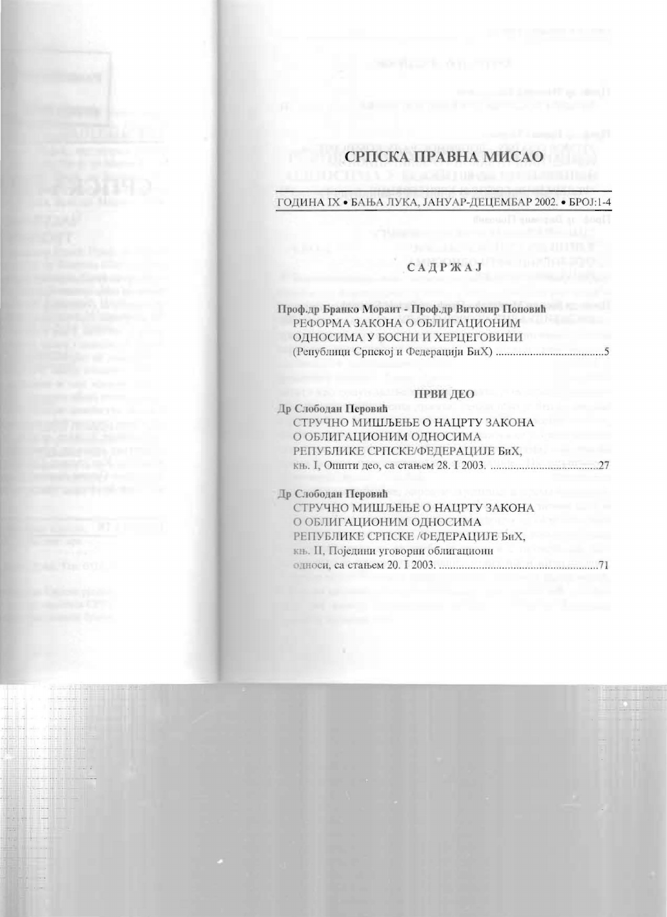# СРПСКА ПРАВНА МИСАО

ГОДИНА IX • БАЊА ЛУКА, ЈАНУАР-ДЕЦЕМБАР 2002. • БРОЈ:1-4

## САДРЖАЈ

**Проф.др Бранко Мораит - Проф.др Витомир Поповић**
РЕФОРМА ЗАКОНА О ОБЛИГАЦИОНИМ ОДНОСИМА У БОСНИ И ХЕРЦЕГОВИНИ (Републици Српској и Федерацији БиХ) ....................................5

### ПРВИ ДЕО

**Др Слободан Перовић**
СТРУЧНО МИШЉЕЊЕ О НАЦРТУ ЗАКОНА О ОБЛИГАЦИОНИМ ОДНОСИМА РЕПУБЛИКЕ СРПСКЕ/ФЕДЕРАЦИЈЕ БиХ, књ. I, Општи део, са стањем 28. I 2003. ......................................27

**Др Слободан Перовић**
СТРУЧНО МИШЉЕЊЕ О НАЦРТУ ЗАКОНА О ОБЛИГАЦИОНИМ ОДНОСИМА РЕПУБЛИКЕ СРПСКЕ /ФЕДЕРАЦИЈЕ БиХ, књ. II, Поједини уговорни облигациони односи, са стањем 20. I 2003. .......................................................71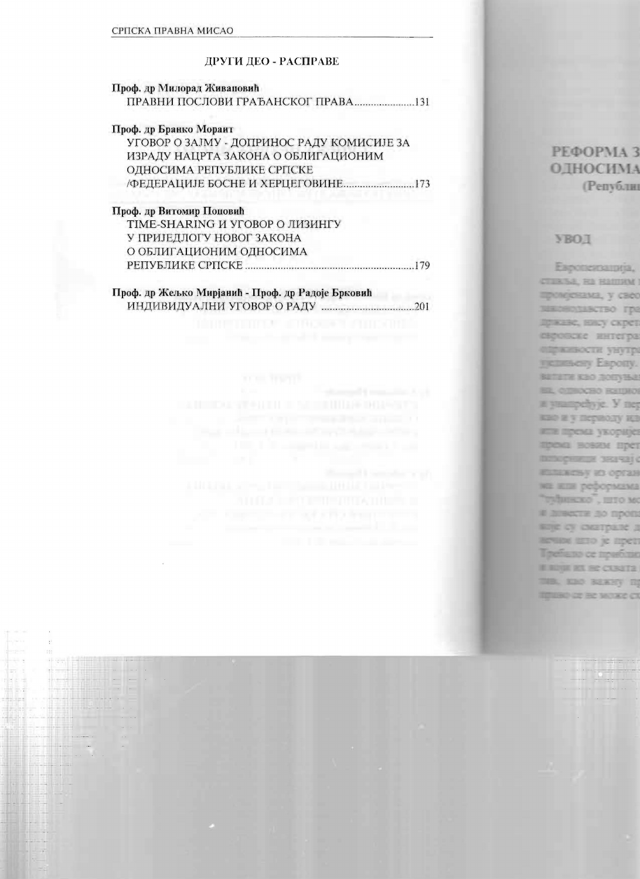## ДРУГИ ДЕО - РАСПРАВЕ

**Проф. др Милорад Живановић**
ПРАВНИ ПОСЛОВИ ГРАЂАНСКОГ ПРАВА......................131

**Проф. др Бранко Мораит**
УГОВОР О ЗАЈМУ - ДОПРИНОС РАДУ КОМИСИЈЕ ЗА ИЗРАДУ НАЦРТА ЗАКОНА О ОБЛИГАЦИОНИМ ОДНОСИМА РЕПУБЛИКЕ СРПСКЕ /ФЕДЕРАЦИЈЕ БОСНЕ И ХЕРЦЕГОВИНЕ..........................173

**Проф. др Витомир Поповић**
TIME-SHARING И УГОВОР О ЛИЗИНГУ У ПРИЈЕДЛОГУ НОВОГ ЗАКОНА О ОБЛИГАЦИОНИМ ОДНОСИМА РЕПУБЛИКЕ СРПСКЕ ............................................................179

**Проф. др Жељко Мирјанић - Проф. др Радоје Брковић**
ИНДИВИДУАЛНИ УГОВОР О РАДУ .................................201